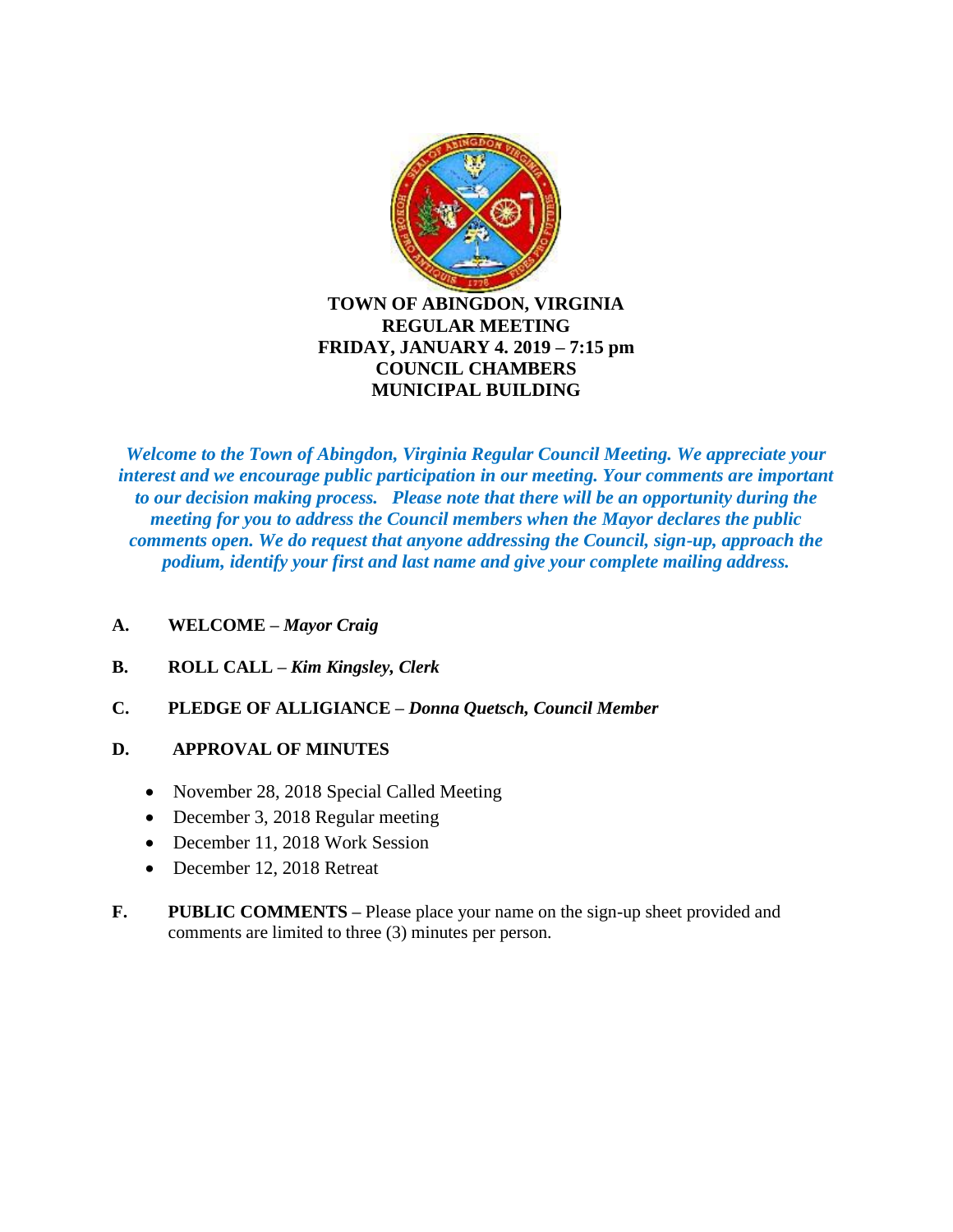# TOWN OF ABINGDON, VIRGINIA
## REGULAR MEETING
## FRIDAY, JANUARY 4. 2019 – 7:15 pm
## COUNCIL CHAMBERS
## MUNICIPAL BUILDING

***Welcome to the Town of Abingdon, Virginia Regular Council Meeting. We appreciate your interest and we encourage public participation in our meeting. Your comments are important to our decision making process. Please note that there will be an opportunity during the meeting for you to address the Council members when the Mayor declares the public comments open. We do request that anyone addressing the Council, sign-up, approach the podium, identify your first and last name and give your complete mailing address.***

**A. WELCOME –** ***Mayor Craig***

**B. ROLL CALL –** ***Kim Kingsley, Clerk***

**C. PLEDGE OF ALLIGIANCE –** ***Donna Quetsch, Council Member***

**D. APPROVAL OF MINUTES**

- November 28, 2018 Special Called Meeting
- December 3, 2018 Regular meeting
- December 11, 2018 Work Session
- December 12, 2018 Retreat

**F. PUBLIC COMMENTS –** Please place your name on the sign-up sheet provided and comments are limited to three (3) minutes per person.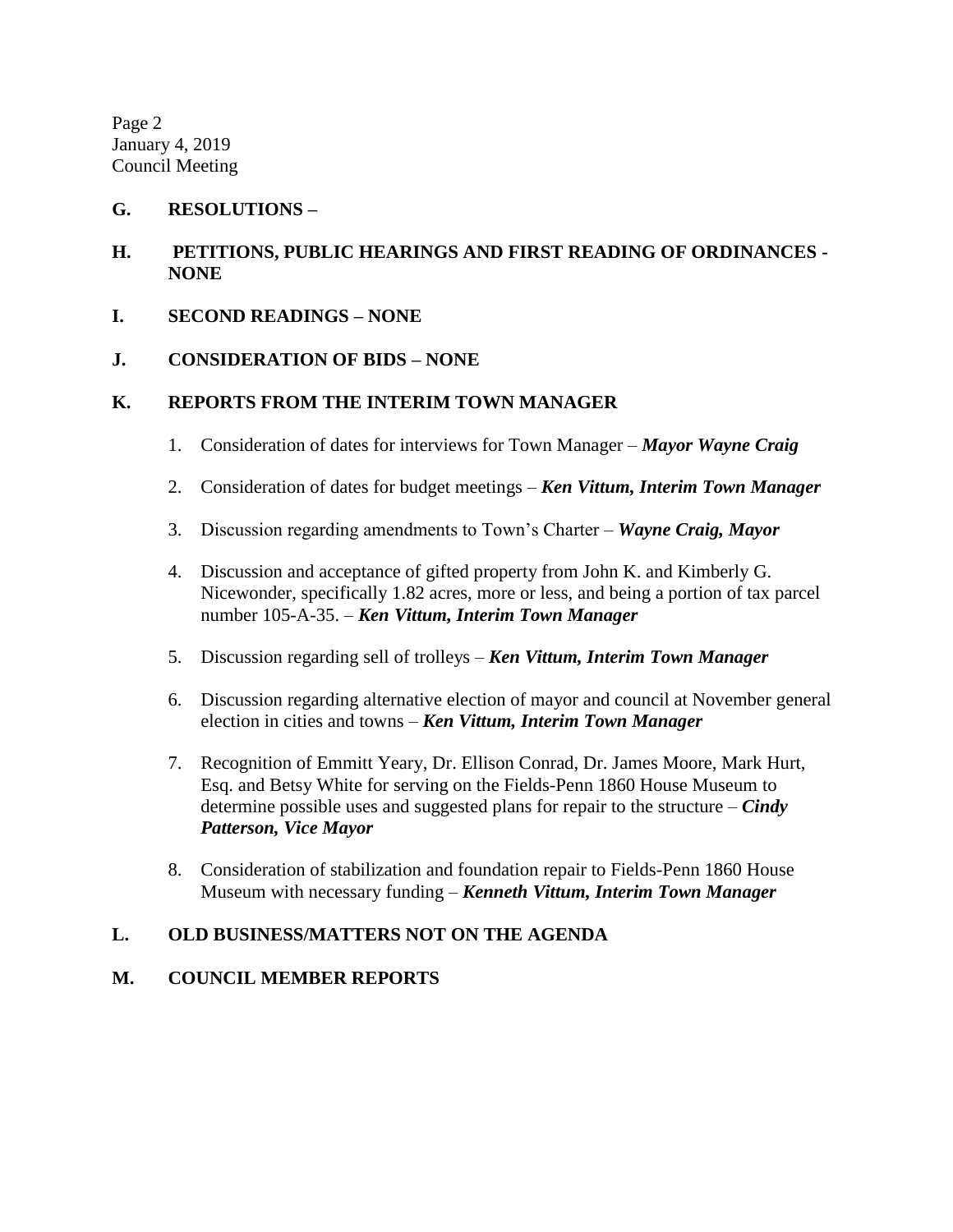## G. RESOLUTIONS –

## H. PETITIONS, PUBLIC HEARINGS AND FIRST READING OF ORDINANCES - NONE

## I. SECOND READINGS – NONE

## J. CONSIDERATION OF BIDS – NONE

## K. REPORTS FROM THE INTERIM TOWN MANAGER

1. Consideration of dates for interviews for Town Manager – ***Mayor Wayne Craig***
2. Consideration of dates for budget meetings – ***Ken Vittum, Interim Town Manager***
3. Discussion regarding amendments to Town's Charter – ***Wayne Craig, Mayor***
4. Discussion and acceptance of gifted property from John K. and Kimberly G. Nicewonder, specifically 1.82 acres, more or less, and being a portion of tax parcel number 105-A-35. – ***Ken Vittum, Interim Town Manager***
5. Discussion regarding sell of trolleys – ***Ken Vittum, Interim Town Manager***
6. Discussion regarding alternative election of mayor and council at November general election in cities and towns – ***Ken Vittum, Interim Town Manager***
7. Recognition of Emmitt Yeary, Dr. Ellison Conrad, Dr. James Moore, Mark Hurt, Esq. and Betsy White for serving on the Fields-Penn 1860 House Museum to determine possible uses and suggested plans for repair to the structure – ***Cindy Patterson, Vice Mayor***
8. Consideration of stabilization and foundation repair to Fields-Penn 1860 House Museum with necessary funding – ***Kenneth Vittum, Interim Town Manager***

## L. OLD BUSINESS/MATTERS NOT ON THE AGENDA

## M. COUNCIL MEMBER REPORTS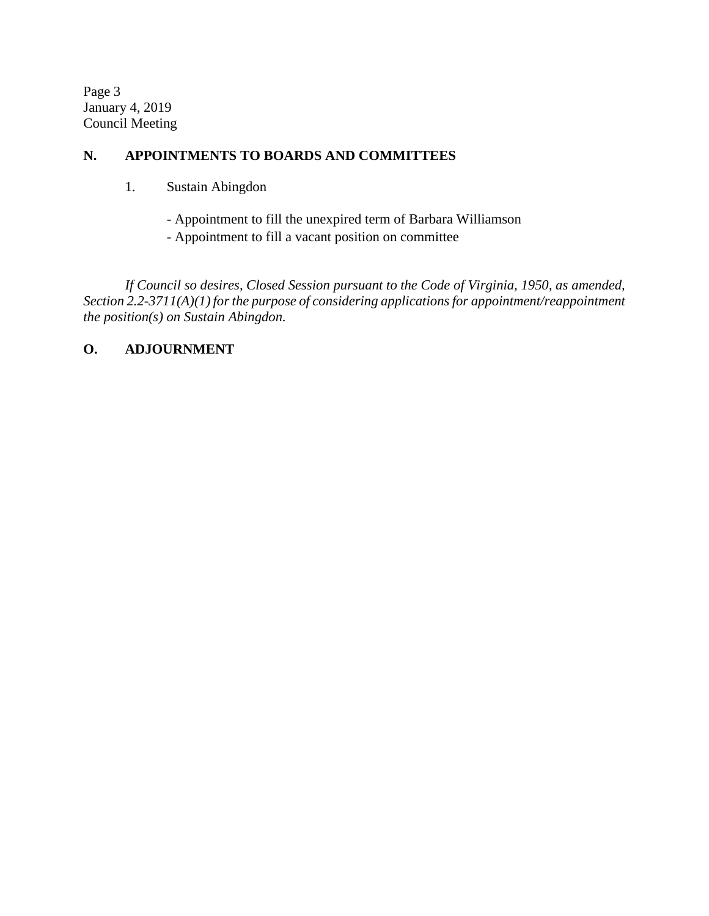**N. APPOINTMENTS TO BOARDS AND COMMITTEES**

1. Sustain Abingdon

   - Appointment to fill the unexpired term of Barbara Williamson
   - Appointment to fill a vacant position on committee

*If Council so desires, Closed Session pursuant to the Code of Virginia, 1950, as amended, Section 2.2-3711(A)(1) for the purpose of considering applications for appointment/reappointment the position(s) on Sustain Abingdon.*

**O. ADJOURNMENT**